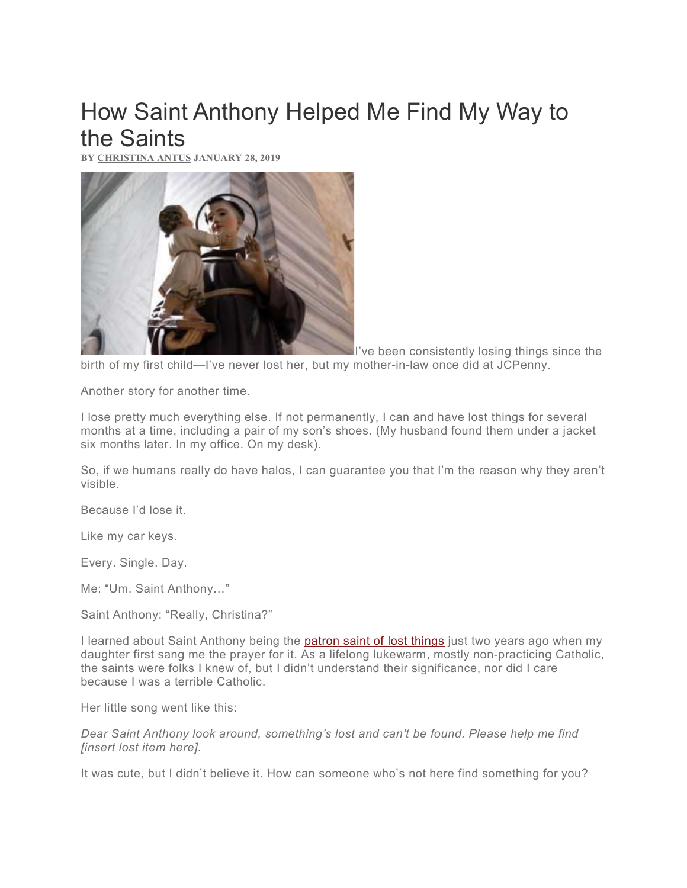# How Saint Anthony Helped Me Find My Way to the Saints

**BY CHRISTINA ANTUS JANUARY 28, 2019**

I've been consistently losing things since the birth of my first child—I've never lost her, but my mother-in-law once did at JCPenny.

Another story for another time.

I lose pretty much everything else. If not permanently, I can and have lost things for several months at a time, including a pair of my son's shoes. (My husband found them under a jacket six months later. In my office. On my desk).

So, if we humans really do have halos, I can guarantee you that I'm the reason why they aren't visible.

Because I'd lose it.

Like my car keys.

Every. Single. Day.

Me: "Um. Saint Anthony…"

Saint Anthony: "Really, Christina?"

I learned about Saint Anthony being the patron saint of lost things just two years ago when my daughter first sang me the prayer for it. As a lifelong lukewarm, mostly non-practicing Catholic, the saints were folks I knew of, but I didn't understand their significance, nor did I care because I was a terrible Catholic.

Her little song went like this:

*Dear Saint Anthony look around, something's lost and can't be found. Please help me find [insert lost item here].*

It was cute, but I didn't believe it. How can someone who's not here find something for you?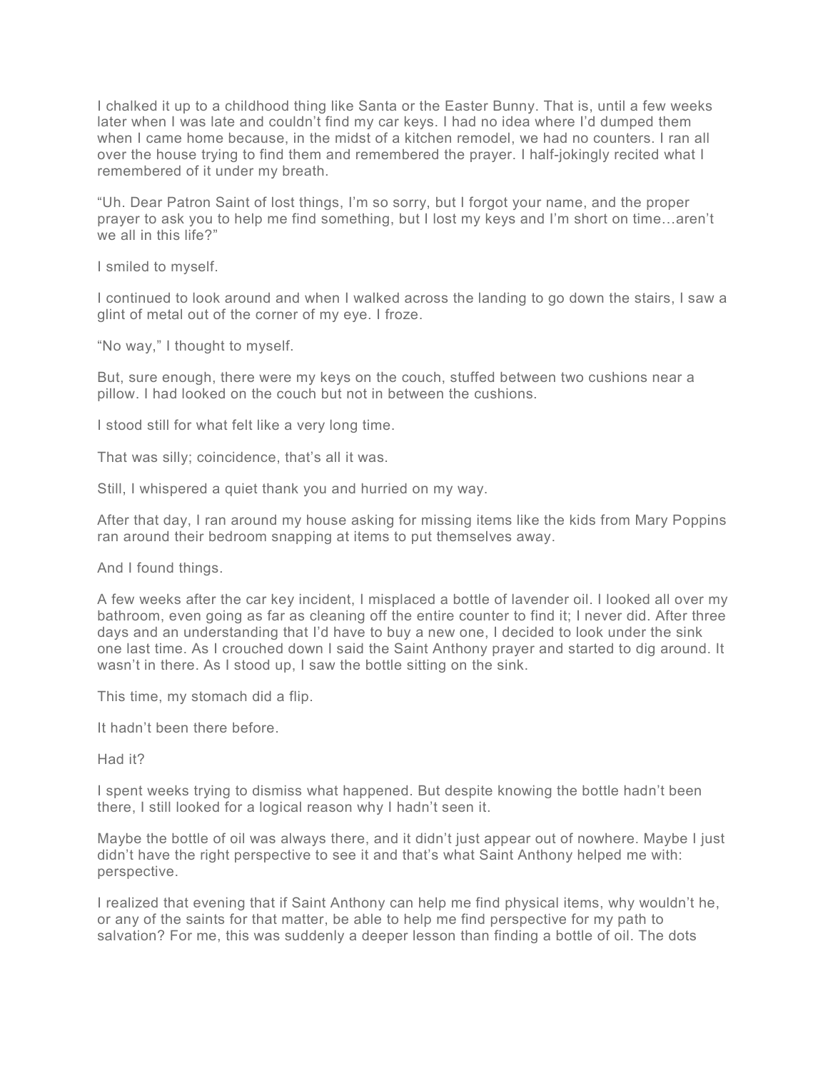I chalked it up to a childhood thing like Santa or the Easter Bunny. That is, until a few weeks later when I was late and couldn't find my car keys. I had no idea where I'd dumped them when I came home because, in the midst of a kitchen remodel, we had no counters. I ran all over the house trying to find them and remembered the prayer. I half-jokingly recited what I remembered of it under my breath.

"Uh. Dear Patron Saint of lost things, I'm so sorry, but I forgot your name, and the proper prayer to ask you to help me find something, but I lost my keys and I'm short on time…aren't we all in this life?"

I smiled to myself.

I continued to look around and when I walked across the landing to go down the stairs, I saw a glint of metal out of the corner of my eye. I froze.

"No way," I thought to myself.

But, sure enough, there were my keys on the couch, stuffed between two cushions near a pillow. I had looked on the couch but not in between the cushions.

I stood still for what felt like a very long time.

That was silly; coincidence, that's all it was.

Still, I whispered a quiet thank you and hurried on my way.

After that day, I ran around my house asking for missing items like the kids from Mary Poppins ran around their bedroom snapping at items to put themselves away.

And I found things.

A few weeks after the car key incident, I misplaced a bottle of lavender oil. I looked all over my bathroom, even going as far as cleaning off the entire counter to find it; I never did. After three days and an understanding that I'd have to buy a new one, I decided to look under the sink one last time. As I crouched down I said the Saint Anthony prayer and started to dig around. It wasn't in there. As I stood up, I saw the bottle sitting on the sink.

This time, my stomach did a flip.

It hadn't been there before.

Had it?

I spent weeks trying to dismiss what happened. But despite knowing the bottle hadn't been there, I still looked for a logical reason why I hadn't seen it.

Maybe the bottle of oil was always there, and it didn't just appear out of nowhere. Maybe I just didn't have the right perspective to see it and that's what Saint Anthony helped me with: perspective.

I realized that evening that if Saint Anthony can help me find physical items, why wouldn't he, or any of the saints for that matter, be able to help me find perspective for my path to salvation? For me, this was suddenly a deeper lesson than finding a bottle of oil. The dots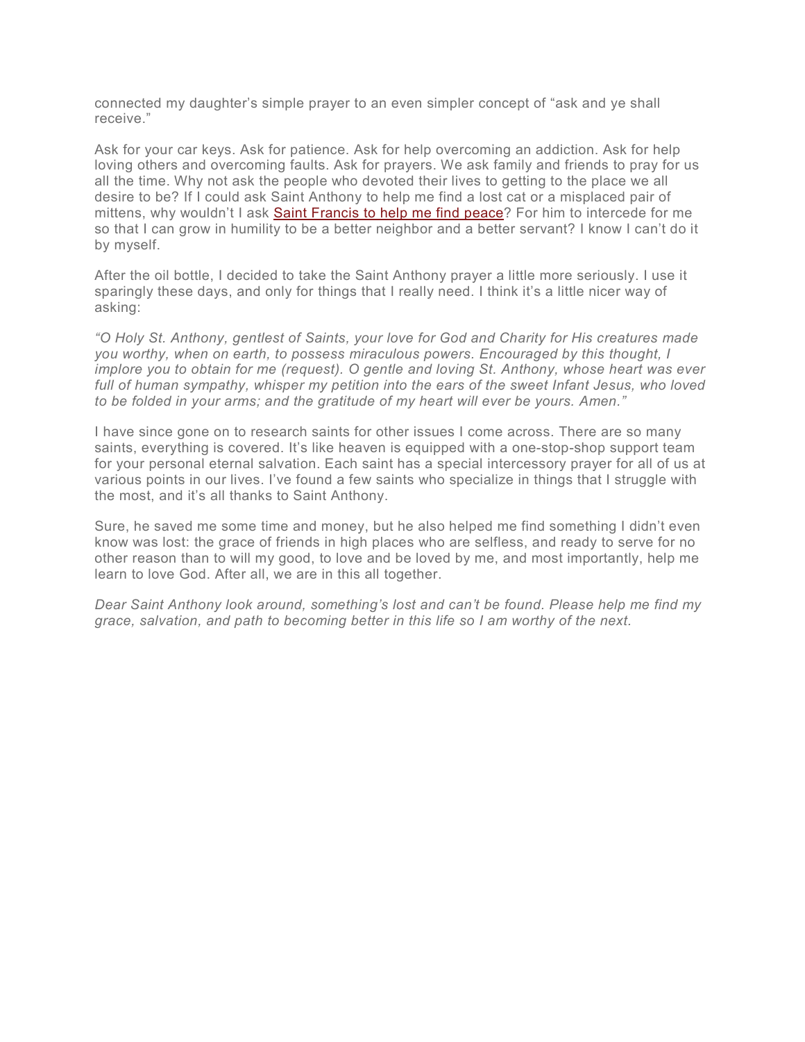connected my daughter's simple prayer to an even simpler concept of "ask and ye shall receive."

Ask for your car keys. Ask for patience. Ask for help overcoming an addiction. Ask for help loving others and overcoming faults. Ask for prayers. We ask family and friends to pray for us all the time. Why not ask the people who devoted their lives to getting to the place we all desire to be? If I could ask Saint Anthony to help me find a lost cat or a misplaced pair of mittens, why wouldn't I ask [Saint Francis to help me find peace]? For him to intercede for me so that I can grow in humility to be a better neighbor and a better servant? I know I can't do it by myself.

After the oil bottle, I decided to take the Saint Anthony prayer a little more seriously. I use it sparingly these days, and only for things that I really need. I think it's a little nicer way of asking:

*"O Holy St. Anthony, gentlest of Saints, your love for God and Charity for His creatures made you worthy, when on earth, to possess miraculous powers. Encouraged by this thought, I implore you to obtain for me (request). O gentle and loving St. Anthony, whose heart was ever full of human sympathy, whisper my petition into the ears of the sweet Infant Jesus, who loved to be folded in your arms; and the gratitude of my heart will ever be yours. Amen."*

I have since gone on to research saints for other issues I come across. There are so many saints, everything is covered. It's like heaven is equipped with a one-stop-shop support team for your personal eternal salvation. Each saint has a special intercessory prayer for all of us at various points in our lives. I've found a few saints who specialize in things that I struggle with the most, and it's all thanks to Saint Anthony.

Sure, he saved me some time and money, but he also helped me find something I didn't even know was lost: the grace of friends in high places who are selfless, and ready to serve for no other reason than to will my good, to love and be loved by me, and most importantly, help me learn to love God. After all, we are in this all together.

*Dear Saint Anthony look around, something's lost and can't be found. Please help me find my grace, salvation, and path to becoming better in this life so I am worthy of the next.*